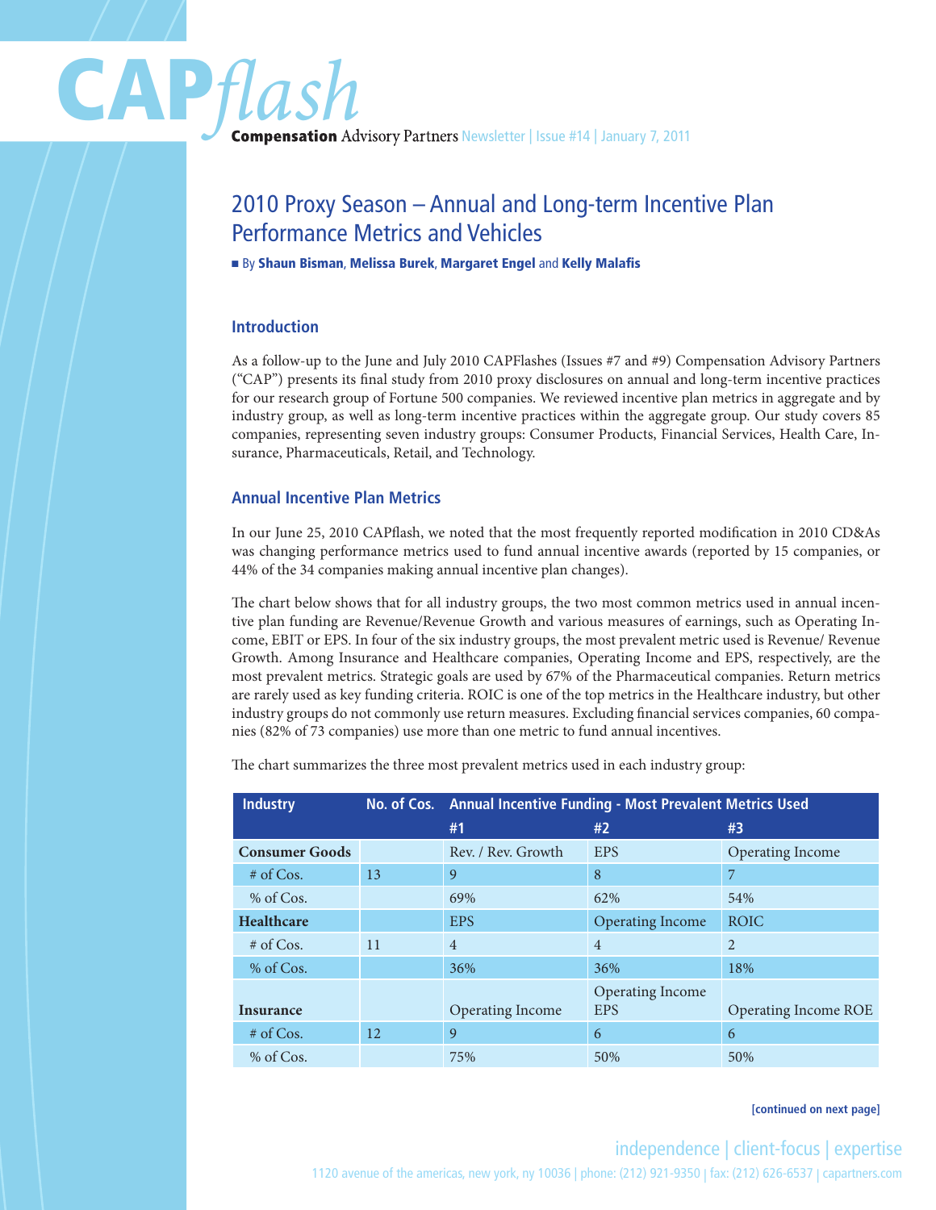# CAPflash

**Compensation** Advisory Partners Newsletter | Issue #14 | January 7, 2011

## 2010 Proxy Season – Annual and Long-term Incentive Plan Performance Metrics and Vehicles

By **Shaun Bisman**, **Melissa Burek**, **Margaret Engel** and **Kelly Malafis**

### Introduction

As a follow-up to the June and July 2010 CAPFlashes (Issues #7 and #9) Compensation Advisory Partners ("CAP") presents its final study from 2010 proxy disclosures on annual and long-term incentive practices for our research group of Fortune 500 companies. We reviewed incentive plan metrics in aggregate and by industry group, as well as long-term incentive practices within the aggregate group. Our study covers 85 companies, representing seven industry groups: Consumer Products, Financial Services, Health Care, Insurance, Pharmaceuticals, Retail, and Technology.

### Annual Incentive Plan Metrics

In our June 25, 2010 CAPflash, we noted that the most frequently reported modification in 2010 CD&As was changing performance metrics used to fund annual incentive awards (reported by 15 companies, or 44% of the 34 companies making annual incentive plan changes).

The chart below shows that for all industry groups, the two most common metrics used in annual incentive plan funding are Revenue/Revenue Growth and various measures of earnings, such as Operating Income, EBIT or EPS. In four of the six industry groups, the most prevalent metric used is Revenue/ Revenue Growth. Among Insurance and Healthcare companies, Operating Income and EPS, respectively, are the most prevalent metrics. Strategic goals are used by 67% of the Pharmaceutical companies. Return metrics are rarely used as key funding criteria. ROIC is one of the top metrics in the Healthcare industry, but other industry groups do not commonly use return measures. Excluding financial services companies, 60 companies (82% of 73 companies) use more than one metric to fund annual incentives.

The chart summarizes the three most prevalent metrics used in each industry group:

| Industry | No. of Cos. | Annual Incentive Funding - Most Prevalent Metrics Used | | |
|---|---|---|---|---|
| | | #1 | #2 | #3 |
| **Consumer Goods** | | Rev. / Rev. Growth | EPS | Operating Income |
| # of Cos. | 13 | 9 | 8 | 7 |
| % of Cos. | | 69% | 62% | 54% |
| **Healthcare** | | EPS | Operating Income | ROIC |
| # of Cos. | 11 | 4 | 4 | 2 |
| % of Cos. | | 36% | 36% | 18% |
| **Insurance** | | Operating Income | Operating Income EPS | Operating Income ROE |
| # of Cos. | 12 | 9 | 6 | 6 |
| % of Cos. | | 75% | 50% | 50% |

[continued on next page]

independence | client-focus | expertise

1120 avenue of the americas, new york, ny 10036 | phone: (212) 921-9350 | fax: (212) 626-6537 | capartners.com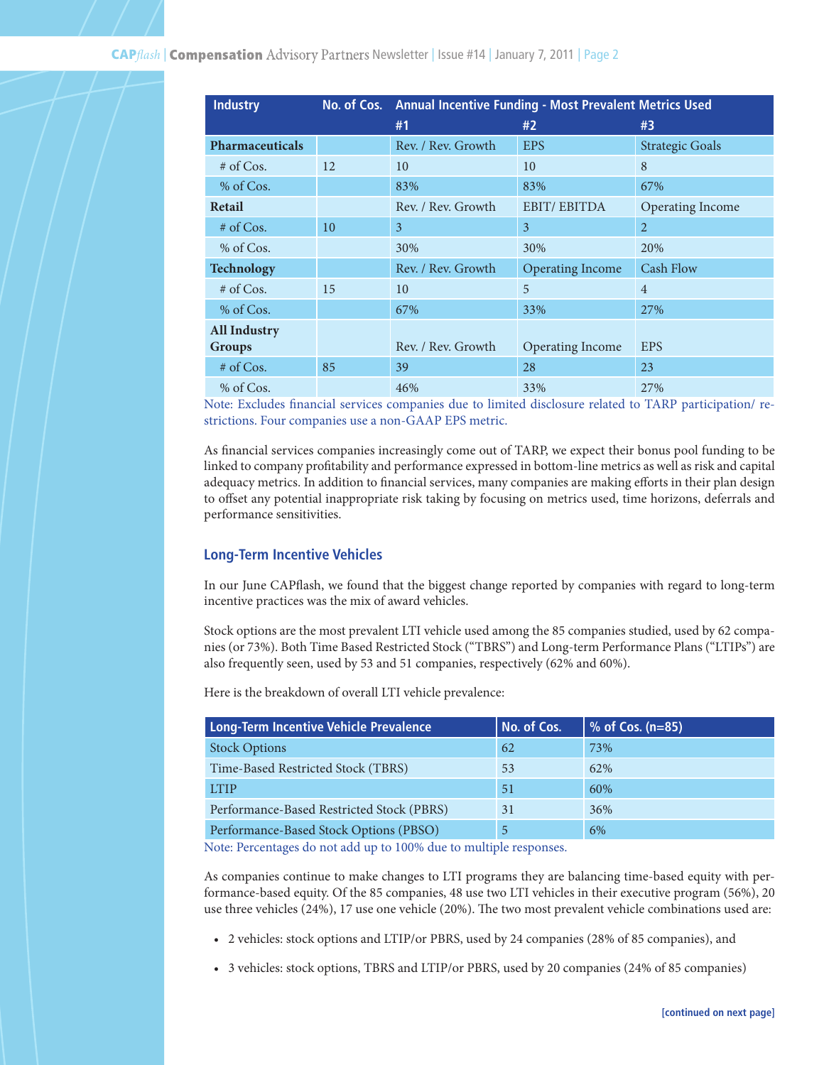| Industry | No. of Cos. | Annual Incentive Funding - Most Prevalent Metrics Used | | |
|---|---|---|---|---|
| | | #1 | #2 | #3 |
| **Pharmaceuticals** | | Rev. / Rev. Growth | EPS | Strategic Goals |
| # of Cos. | 12 | 10 | 10 | 8 |
| % of Cos. | | 83% | 83% | 67% |
| **Retail** | | Rev. / Rev. Growth | EBIT/ EBITDA | Operating Income |
| # of Cos. | 10 | 3 | 3 | 2 |
| % of Cos. | | 30% | 30% | 20% |
| **Technology** | | Rev. / Rev. Growth | Operating Income | Cash Flow |
| # of Cos. | 15 | 10 | 5 | 4 |
| % of Cos. | | 67% | 33% | 27% |
| **All Industry Groups** | | Rev. / Rev. Growth | Operating Income | EPS |
| # of Cos. | 85 | 39 | 28 | 23 |
| % of Cos. | | 46% | 33% | 27% |

Note: Excludes financial services companies due to limited disclosure related to TARP participation/ restrictions. Four companies use a non-GAAP EPS metric.

As financial services companies increasingly come out of TARP, we expect their bonus pool funding to be linked to company profitability and performance expressed in bottom-line metrics as well as risk and capital adequacy metrics. In addition to financial services, many companies are making efforts in their plan design to offset any potential inappropriate risk taking by focusing on metrics used, time horizons, deferrals and performance sensitivities.

## Long-Term Incentive Vehicles

In our June CAPflash, we found that the biggest change reported by companies with regard to long-term incentive practices was the mix of award vehicles.

Stock options are the most prevalent LTI vehicle used among the 85 companies studied, used by 62 companies (or 73%). Both Time Based Restricted Stock ("TBRS") and Long-term Performance Plans ("LTIPs") are also frequently seen, used by 53 and 51 companies, respectively (62% and 60%).

Here is the breakdown of overall LTI vehicle prevalence:

| Long-Term Incentive Vehicle Prevalence | No. of Cos. | % of Cos. (n=85) |
|---|---|---|
| Stock Options | 62 | 73% |
| Time-Based Restricted Stock (TBRS) | 53 | 62% |
| LTIP | 51 | 60% |
| Performance-Based Restricted Stock (PBRS) | 31 | 36% |
| Performance-Based Stock Options (PBSO) | 5 | 6% |

Note: Percentages do not add up to 100% due to multiple responses.

As companies continue to make changes to LTI programs they are balancing time-based equity with performance-based equity. Of the 85 companies, 48 use two LTI vehicles in their executive program (56%), 20 use three vehicles (24%), 17 use one vehicle (20%). The two most prevalent vehicle combinations used are:

- 2 vehicles: stock options and LTIP/or PBRS, used by 24 companies (28% of 85 companies), and
- 3 vehicles: stock options, TBRS and LTIP/or PBRS, used by 20 companies (24% of 85 companies)

[continued on next page]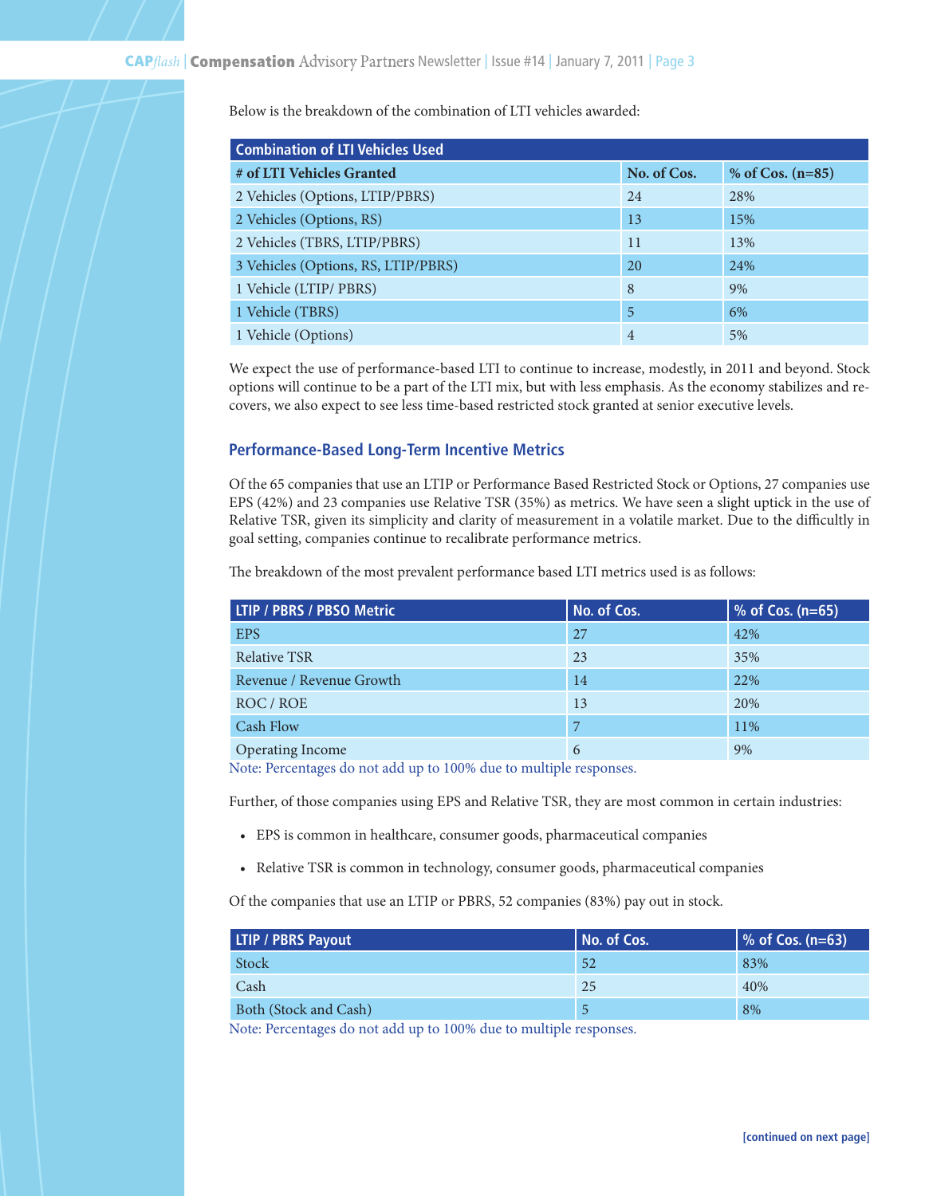Below is the breakdown of the combination of LTI vehicles awarded:

| Combination of LTI Vehicles Used | | |
|---|---|---|
| **# of LTI Vehicles Granted** | **No. of Cos.** | **% of Cos. (n=85)** |
| 2 Vehicles (Options, LTIP/PBRS) | 24 | 28% |
| 2 Vehicles (Options, RS) | 13 | 15% |
| 2 Vehicles (TBRS, LTIP/PBRS) | 11 | 13% |
| 3 Vehicles (Options, RS, LTIP/PBRS) | 20 | 24% |
| 1 Vehicle (LTIP/ PBRS) | 8 | 9% |
| 1 Vehicle (TBRS) | 5 | 6% |
| 1 Vehicle (Options) | 4 | 5% |

We expect the use of performance-based LTI to continue to increase, modestly, in 2011 and beyond. Stock options will continue to be a part of the LTI mix, but with less emphasis. As the economy stabilizes and recovers, we also expect to see less time-based restricted stock granted at senior executive levels.

## Performance-Based Long-Term Incentive Metrics

Of the 65 companies that use an LTIP or Performance Based Restricted Stock or Options, 27 companies use EPS (42%) and 23 companies use Relative TSR (35%) as metrics. We have seen a slight uptick in the use of Relative TSR, given its simplicity and clarity of measurement in a volatile market. Due to the difficultly in goal setting, companies continue to recalibrate performance metrics.

The breakdown of the most prevalent performance based LTI metrics used is as follows:

| LTIP / PBRS / PBSO Metric | No. of Cos. | % of Cos. (n=65) |
|---|---|---|
| EPS | 27 | 42% |
| Relative TSR | 23 | 35% |
| Revenue / Revenue Growth | 14 | 22% |
| ROC / ROE | 13 | 20% |
| Cash Flow | 7 | 11% |
| Operating Income | 6 | 9% |

Note: Percentages do not add up to 100% due to multiple responses.

Further, of those companies using EPS and Relative TSR, they are most common in certain industries:

- EPS is common in healthcare, consumer goods, pharmaceutical companies
- Relative TSR is common in technology, consumer goods, pharmaceutical companies

Of the companies that use an LTIP or PBRS, 52 companies (83%) pay out in stock.

| LTIP / PBRS Payout | No. of Cos. | % of Cos. (n=63) |
|---|---|---|
| Stock | 52 | 83% |
| Cash | 25 | 40% |
| Both (Stock and Cash) | 5 | 8% |

Note: Percentages do not add up to 100% due to multiple responses.

[continued on next page]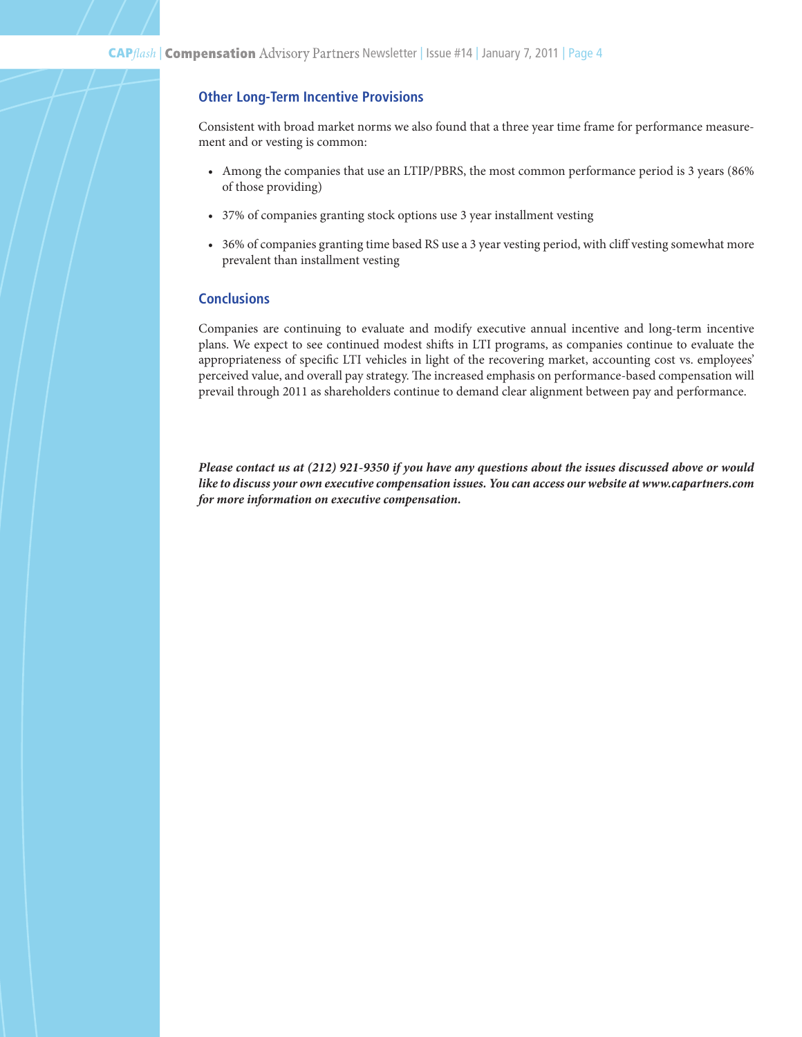## Other Long-Term Incentive Provisions

Consistent with broad market norms we also found that a three year time frame for performance measurement and or vesting is common:

- Among the companies that use an LTIP/PBRS, the most common performance period is 3 years (86% of those providing)
- 37% of companies granting stock options use 3 year installment vesting
- 36% of companies granting time based RS use a 3 year vesting period, with cliff vesting somewhat more prevalent than installment vesting

## Conclusions

Companies are continuing to evaluate and modify executive annual incentive and long-term incentive plans. We expect to see continued modest shifts in LTI programs, as companies continue to evaluate the appropriateness of specific LTI vehicles in light of the recovering market, accounting cost vs. employees' perceived value, and overall pay strategy. The increased emphasis on performance-based compensation will prevail through 2011 as shareholders continue to demand clear alignment between pay and performance.

***Please contact us at (212) 921-9350 if you have any questions about the issues discussed above or would like to discuss your own executive compensation issues. You can access our website at www.capartners.com for more information on executive compensation.***